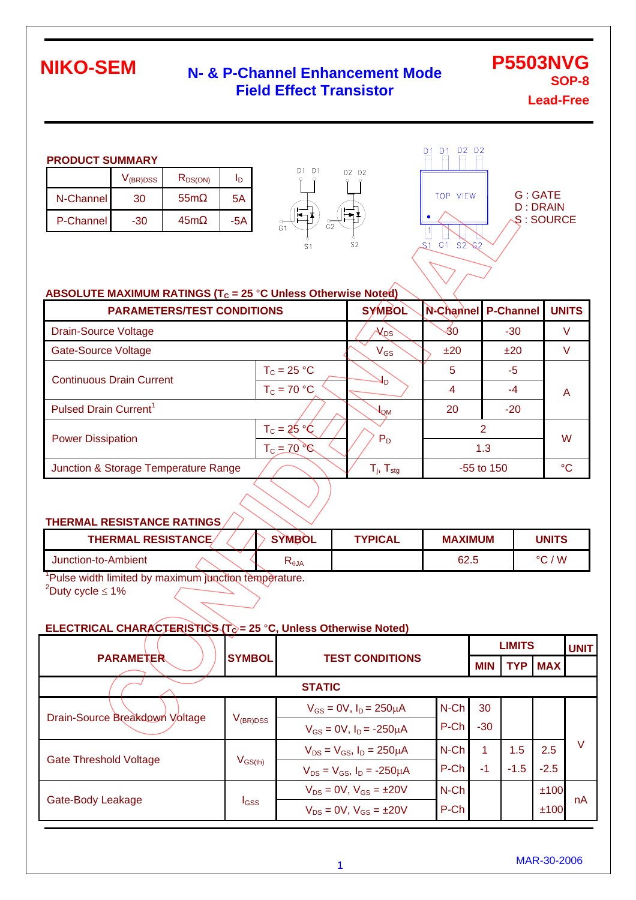# NIKO-SEM

## N- & P-Channel Enhancement Mode Field Effect Transistor

**P5503NVG**
**SOP-8**
**Lead-Free**

### PRODUCT SUMMARY

| | $V_{(BR)DSS}$ | $R_{DS(ON)}$ | $I_D$ |
|---|---|---|---|
| N-Channel | 30 | 55mΩ | 5A |
| P-Channel | -30 | 45mΩ | -5A |

G : GATE
D : DRAIN
S : SOURCE

### ABSOLUTE MAXIMUM RATINGS ($T_C$ = 25 °C Unless Otherwise Noted)

| PARAMETERS/TEST CONDITIONS | | SYMBOL | N-Channel | P-Channel | UNITS |
|---|---|---|---|---|---|
| Drain-Source Voltage | | $V_{DS}$ | 30 | -30 | V |
| Gate-Source Voltage | | $V_{GS}$ | ±20 | ±20 | V |
| Continuous Drain Current | $T_C$ = 25 °C | $I_D$ | 5 | -5 | A |
| | $T_C$ = 70 °C | | 4 | -4 | |
| Pulsed Drain Current[1] | | $I_{DM}$ | 20 | -20 | |
| Power Dissipation | $T_C$ = 25 °C | $P_D$ | 2 | | W |
| | $T_C$ = 70 °C | | 1.3 | | |
| Junction & Storage Temperature Range | | $T_j$, $T_{stg}$ | -55 to 150 | | °C |

### THERMAL RESISTANCE RATINGS

| THERMAL RESISTANCE | SYMBOL | TYPICAL | MAXIMUM | UNITS |
|---|---|---|---|---|
| Junction-to-Ambient | $R_{\theta JA}$ | | 62.5 | °C / W |

[1]Pulse width limited by maximum junction temperature.
[2]Duty cycle ≤ 1%

### ELECTRICAL CHARACTERISTICS ($T_C$ = 25 °C, Unless Otherwise Noted)

| PARAMETER | SYMBOL | TEST CONDITIONS | | LIMITS MIN | LIMITS TYP | LIMITS MAX | UNIT |
|---|---|---|---|---|---|---|---|
| **STATIC** | | | | | | | |
| Drain-Source Breakdown Voltage | $V_{(BR)DSS}$ | $V_{GS}$ = 0V, $I_D$ = 250μA | N-Ch | 30 | | | V |
| | | $V_{GS}$ = 0V, $I_D$ = -250μA | P-Ch | -30 | | | |
| Gate Threshold Voltage | $V_{GS(th)}$ | $V_{DS}$ = $V_{GS}$, $I_D$ = 250μA | N-Ch | 1 | 1.5 | 2.5 | |
| | | $V_{DS}$ = $V_{GS}$, $I_D$ = -250μA | P-Ch | -1 | -1.5 | -2.5 | |
| Gate-Body Leakage | $I_{GSS}$ | $V_{DS}$ = 0V, $V_{GS}$ = ±20V | N-Ch | | | ±100 | nA |
| | | $V_{DS}$ = 0V, $V_{GS}$ = ±20V | P-Ch | | | ±100 | |

MAR-30-2006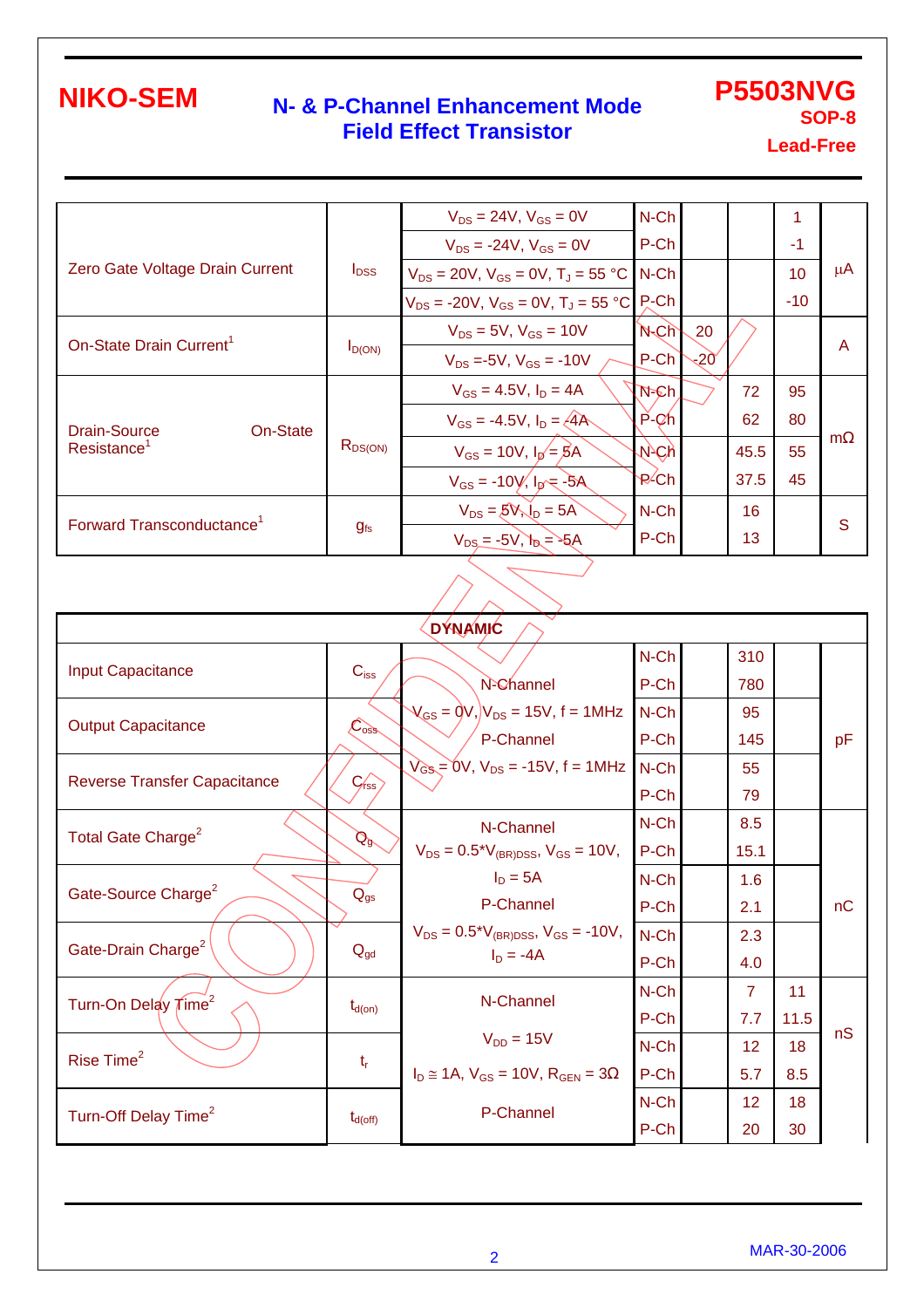| Parameter | Symbol | Test Conditions | Channel | Min | Typ | Max | Unit |
|---|---|---|---|---|---|---|---|
| Zero Gate Voltage Drain Current | $I_{DSS}$ | $V_{DS}$ = 24V, $V_{GS}$ = 0V | N-Ch | | | 1 | µA |
| | | $V_{DS}$ = -24V, $V_{GS}$ = 0V | P-Ch | | | -1 | |
| | | $V_{DS}$ = 20V, $V_{GS}$ = 0V, $T_J$ = 55 °C | N-Ch | | | 10 | |
| | | $V_{DS}$ = -20V, $V_{GS}$ = 0V, $T_J$ = 55 °C | P-Ch | | | -10 | |
| On-State Drain Current[1] | $I_{D(ON)}$ | $V_{DS}$ = 5V, $V_{GS}$ = 10V | N-Ch | 20 | | | A |
| | | $V_{DS}$ =-5V, $V_{GS}$ = -10V | P-Ch | -20 | | | |
| Drain-Source On-State Resistance[1] | $R_{DS(ON)}$ | $V_{GS}$ = 4.5V, $I_D$ = 4A | N-Ch | | 72 | 95 | mΩ |
| | | $V_{GS}$ = -4.5V, $I_D$ = -4A | P-Ch | | 62 | 80 | |
| | | $V_{GS}$ = 10V, $I_D$ = 5A | N-Ch | | 45.5 | 55 | |
| | | $V_{GS}$ = -10V, $I_D$ = -5A | P-Ch | | 37.5 | 45 | |
| Forward Transconductance[1] | $g_{fs}$ | $V_{DS}$ = 5V, $I_D$ = 5A | N-Ch | | 16 | | S |
| | | $V_{DS}$ = -5V, $I_D$ = -5A | P-Ch | | 13 | | |

| DYNAMIC | | | | | | | |
|---|---|---|---|---|---|---|---|
| Input Capacitance | $C_{iss}$ | N-Channel | N-Ch | | 310 | | pF |
| | | $V_{GS}$ = 0V, $V_{DS}$ = 15V, f = 1MHz | P-Ch | | 780 | | |
| Output Capacitance | $C_{oss}$ | P-Channel | N-Ch | | 95 | | |
| | | $V_{GS}$ = 0V, $V_{DS}$ = -15V, f = 1MHz | P-Ch | | 145 | | |
| Reverse Transfer Capacitance | $C_{rss}$ | | N-Ch | | 55 | | |
| | | | P-Ch | | 79 | | |
| Total Gate Charge[2] | $Q_g$ | N-Channel | N-Ch | | 8.5 | | nC |
| | | $V_{DS}$ = 0.5*$V_{(BR)DSS}$, $V_{GS}$ = 10V, | P-Ch | | 15.1 | | |
| Gate-Source Charge[2] | $Q_{gs}$ | $I_D$ = 5A | N-Ch | | 1.6 | | |
| | | P-Channel | P-Ch | | 2.1 | | |
| Gate-Drain Charge[2] | $Q_{gd}$ | $V_{DS}$ = 0.5*$V_{(BR)DSS}$, $V_{GS}$ = -10V, | N-Ch | | 2.3 | | |
| | | $I_D$ = -4A | P-Ch | | 4.0 | | |
| Turn-On Delay Time[2] | $t_{d(on)}$ | N-Channel | N-Ch | | 7 | 11 | nS |
| | | | P-Ch | | 7.7 | 11.5 | |
| Rise Time[2] | $t_r$ | $V_{DD}$ = 15V | N-Ch | | 12 | 18 | |
| | | $I_D$ ≅ 1A, $V_{GS}$ = 10V, $R_{GEN}$ = 3Ω | P-Ch | | 5.7 | 8.5 | |
| Turn-Off Delay Time[2] | $t_{d(off)}$ | P-Channel | N-Ch | | 12 | 18 | |
| | | | P-Ch | | 20 | 30 | |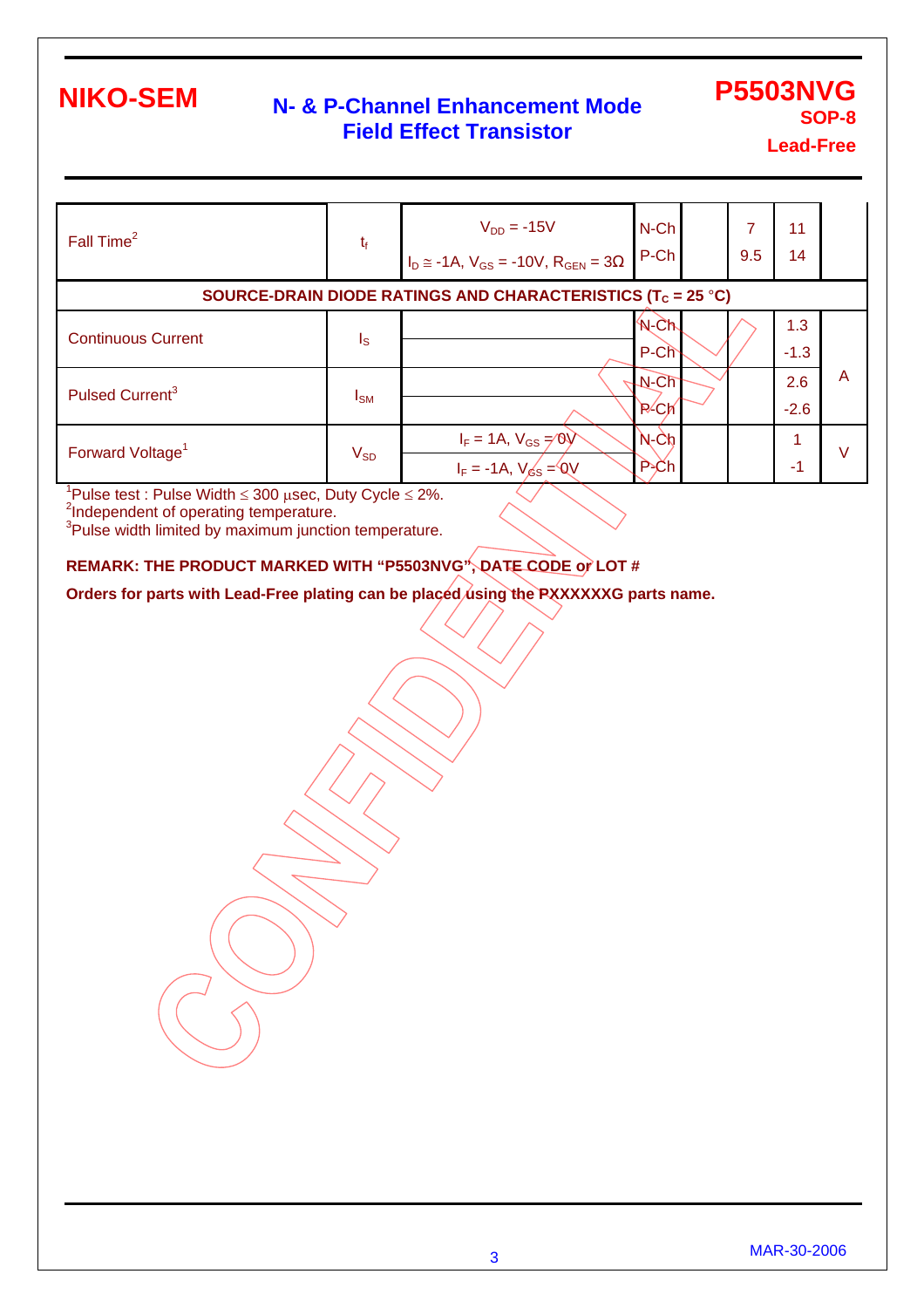| PARAMETER | SYMBOL | TEST CONDITIONS | | MIN | TYP | MAX | UNIT |
|---|---|---|---|---|---|---|---|
| Fall Time[2] | $t_f$ | $V_{DD}$ = -15V<br>$I_D \cong$ -1A, $V_{GS}$ = -10V, $R_{GEN}$ = 3Ω | N-Ch | | 7 | 11 | |
| | | | P-Ch | | 9.5 | 14 | |
| **SOURCE-DRAIN DIODE RATINGS AND CHARACTERISTICS ($T_C$ = 25 °C)** | | | | | | | |
| Continuous Current | $I_S$ | | N-Ch | | | 1.3 | A |
| | | | P-Ch | | | -1.3 | |
| Pulsed Current[3] | $I_{SM}$ | | N-Ch | | | 2.6 | |
| | | | P-Ch | | | -2.6 | |
| Forward Voltage[1] | $V_{SD}$ | $I_F$ = 1A, $V_{GS}$ = 0V | N-Ch | | | 1 | V |
| | | $I_F$ = -1A, $V_{GS}$ = 0V | P-Ch | | | -1 | |

[1]Pulse test : Pulse Width ≤ 300 μsec, Duty Cycle ≤ 2%.
[2]Independent of operating temperature.
[3]Pulse width limited by maximum junction temperature.

**REMARK: THE PRODUCT MARKED WITH "P5503NVG", DATE CODE or LOT #**

**Orders for parts with Lead-Free plating can be placed using the PXXXXXXG parts name.**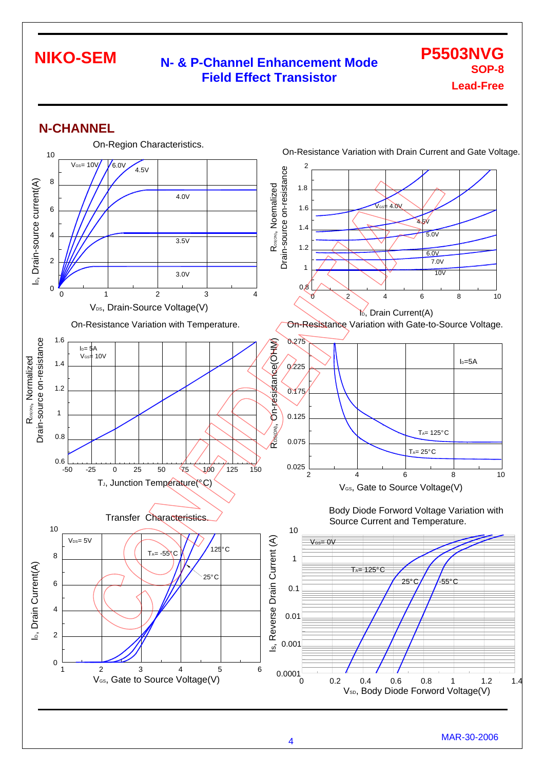## N-CHANNEL

On-Region Characteristics.

$V_{GS}$= 10V, 6.0V, 4.5V, 4.0V, 3.5V, 3.0V

$I_D$, Drain-source current(A)

$V_{DS}$, Drain-Source Voltage(V)

On-Resistance Variation with Drain Current and Gate Voltage.

$V_{GS}$= 4.0V, 4.5V, 5.0V, 6.0V, 7.0V, 10V

$R_{DS(ON)}$, Noemalized Drain-source on-resistance

$I_D$, Drain Current(A)

On-Resistance Variation with Temperature.

$I_D$= 5A
$V_{GS}$= 10V

$R_{DS(ON)}$, Normalized Drain-source on-resistance

$T_J$, Junction Temperature(°C)

On-Resistance Variation with Gate-to-Source Voltage.

$I_D$=5A

$T_A$= 125°C
$T_A$= 25°C

$R_{DS(ON)}$, On-resistance(OHM)

$V_{GS}$, Gate to Source Voltage(V)

Transfer Characteristics.

$V_{DS}$= 5V

$T_A$= -55°C, 125°C, 25°C

$I_D$, Drain Current(A)

$V_{GS}$, Gate to Source Voltage(V)

Body Diode Forword Voltage Variation with Source Current and Temperature.

$V_{GS}$= 0V

$T_A$= 125°C, 25°C, -55°C

$I_S$, Reverse Drain Current (A)

$V_{SD}$, Body Diode Forword Voltage(V)

MAR-30-2006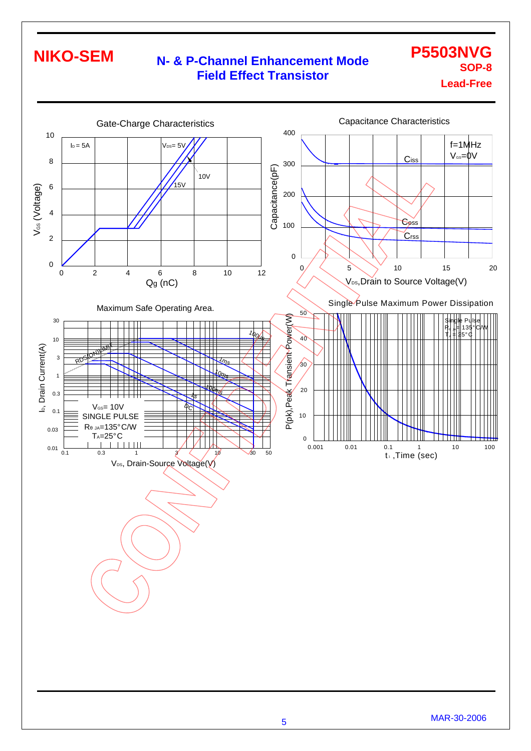**NIKO-SEM**

**N- & P-Channel Enhancement Mode Field Effect Transistor**

**P5503NVG**
**SOP-8**
**Lead-Free**

Gate-Charge Characteristics

$I_D$ = 5A, $V_{DS}$ = 5V, 10V, 15V

$V_{GS}$ (Voltage) vs Qg (nC)

Capacitance Characteristics

f=1MHz
$V_{GS}$=0V

Ciss, Coss, Crss

Capacitance(pF) vs $V_{DS}$,Drain to Source Voltage(V)

Maximum Safe Operating Area.

$V_{GS}$= 10V
SINGLE PULSE
$R_{\theta JA}$=135°C/W
$T_A$=25°C

RDS(ON)LIMIT, 100us, 1ms, 10ms, 100ms, 1s, DC

$I_D$, Drain Current(A) vs $V_{DS}$, Drain-Source Voltage(V)

Single Pulse Maximum Power Dissipation

Single Pulse
$R_{\theta JA}$= 135°C/W
$T_J$ = 25°C

P(pk),Peak Transient Power(W) vs $t_1$ ,Time (sec)

MAR-30-2006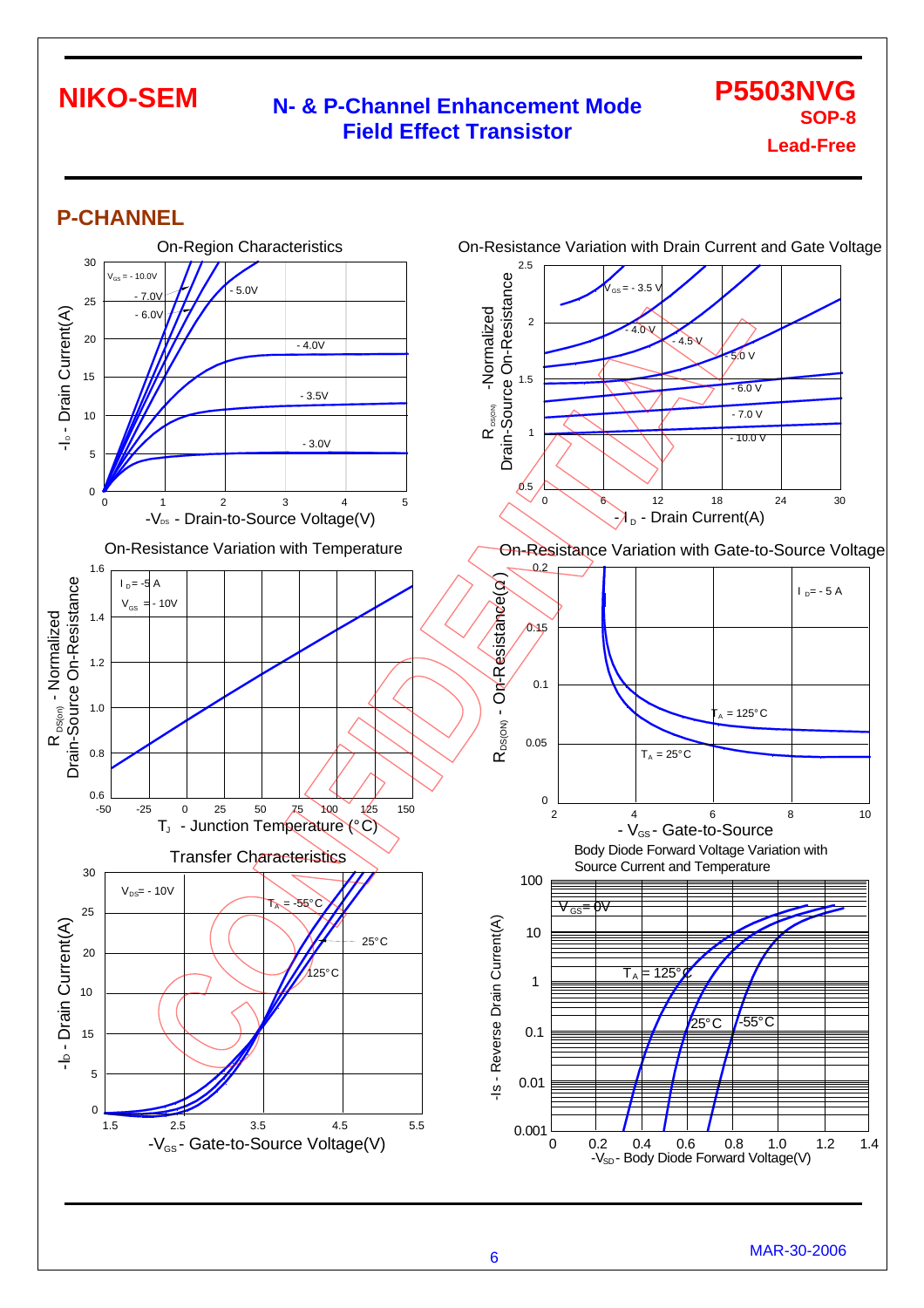## P-CHANNEL

On-Region Characteristics

$V_{GS}$ = - 10.0V, - 7.0V, - 6.0V, - 5.0V, - 4.0V, - 3.5V, - 3.0V

$-I_D$ - Drain Current(A)

$-V_{DS}$ - Drain-to-Source Voltage(V)

On-Resistance Variation with Drain Current and Gate Voltage

$V_{GS}$ = - 3.5 V, - 4.0 V, - 4.5 V, - 5.0 V, - 6.0 V, - 7.0 V, - 10.0 V

$R_{DS(ON)}$ -Normalized Drain-Source On-Resistance

$-I_D$ - Drain Current(A)

On-Resistance Variation with Temperature

$I_D$ = -5 A
$V_{GS}$ = - 10V

$R_{DS(on)}$ - Normalized Drain-Source On-Resistance

$T_J$ - Junction Temperature (°C)

On-Resistance Variation with Gate-to-Source Voltage

$I_D$ = - 5 A

$T_A$ = 125°C
$T_A$ = 25°C

$R_{DS(ON)}$ - On-Resistance(Ω)

$-V_{GS}$ - Gate-to-Source

Transfer Characteristics

$V_{DS}$ = - 10V

$T_A$ = -55°C, 25°C, 125°C

$-I_D$ - Drain Current(A)

$-V_{GS}$ - Gate-to-Source Voltage(V)

Body Diode Forward Voltage Variation with Source Current and Temperature

$V_{GS}$ = 0V

$T_A$ = 125°C, 25°C, -55°C

$-I_S$ - Reverse Drain Current(A)

$-V_{SD}$ - Body Diode Forward Voltage(V)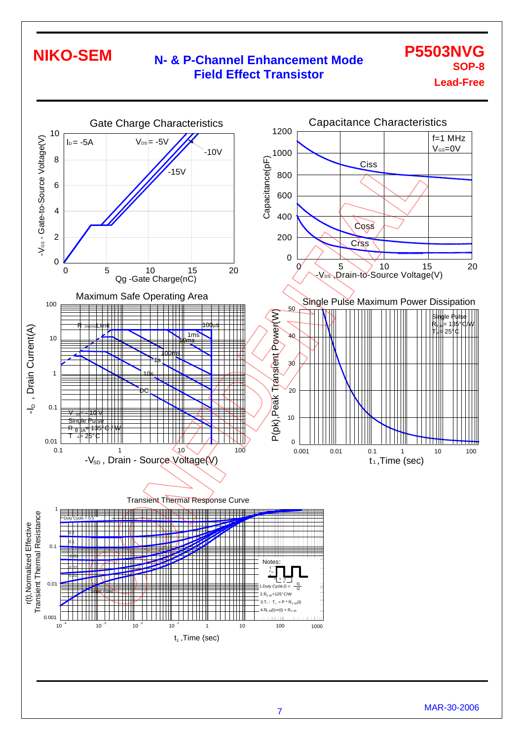# Gate Charge Characteristics

$I_D$ = -5A

$V_{DS}$ = -5V, -10V, -15V

$-V_{GS}$ - Gate-to-Source Voltage(V)

Qg -Gate Charge(nC)

# Capacitance Characteristics

f=1 MHz
$V_{GS}$=0V

Ciss, Coss, Crss

Capacitance(pF)

$-V_{DS}$ ,Drain-to-Source Voltage(V)

# Maximum Safe Operating Area

$R_{DS(ON)}$ Limit

100µs, 1ms, 10ms, 100ms, 1s, 10s, DC

$V_{GS}$ = -10V
Single Pulse
$R_{\theta JA}$ = 135°C / W
$T_A$ = 25°C

$-I_D$ , Drain Current(A)

$-V_{SD}$ , Drain - Source Voltage(V)

# Single Pulse Maximum Power Dissipation

Single Pulse
$R_{\theta JA}$ = 135°C/W
$T_A$ = 25°C

P(pk), Peak Transient Power(W)

$t_1$ ,Time (sec)

# Transient Thermal Response Curve

Duty Cycle = 0.5, 0.2, 0.1, 0.05, 0.02, 0.01, Single Pulse

Notes:

1. Duty Cycle, $D = \frac{t1}{t2}$
2. $R_{\theta JA}$=125°C/W
3. $T_J - T_A = P * R_{\theta JA}(t)$
4. $R_{\theta JA}(t)=r(t) + R_{\theta JA}$

r(t),Normalized Effective Transient Thermal Resistance

$t_1$ ,Time (sec)

MAR-30-2006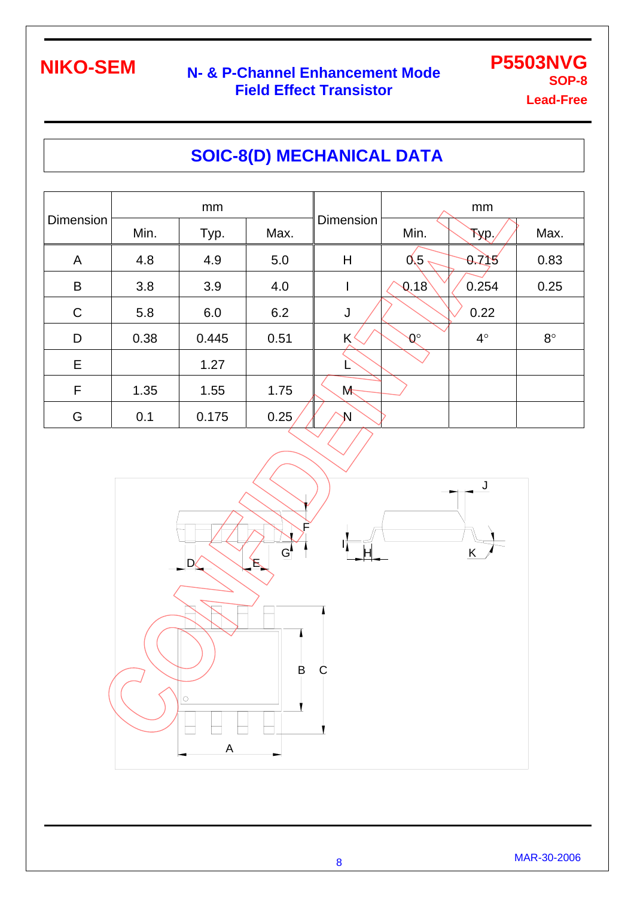# SOIC-8(D) MECHANICAL DATA

| Dimension | mm | | | Dimension | mm | | |
|---|---|---|---|---|---|---|---|
| | Min. | Typ. | Max. | | Min. | Typ. | Max. |
| A | 4.8 | 4.9 | 5.0 | H | 0.5 | 0.715 | 0.83 |
| B | 3.8 | 3.9 | 4.0 | I | 0.18 | 0.254 | 0.25 |
| C | 5.8 | 6.0 | 6.2 | J | | 0.22 | |
| D | 0.38 | 0.445 | 0.51 | K | 0° | 4° | 8° |
| E | | 1.27 | | L | | | |
| F | 1.35 | 1.55 | 1.75 | M | | | |
| G | 0.1 | 0.175 | 0.25 | N | | | |

CONFIDENTIAL

J

F

I

H

K

G

D

E

B

C

A

MAR-30-2006